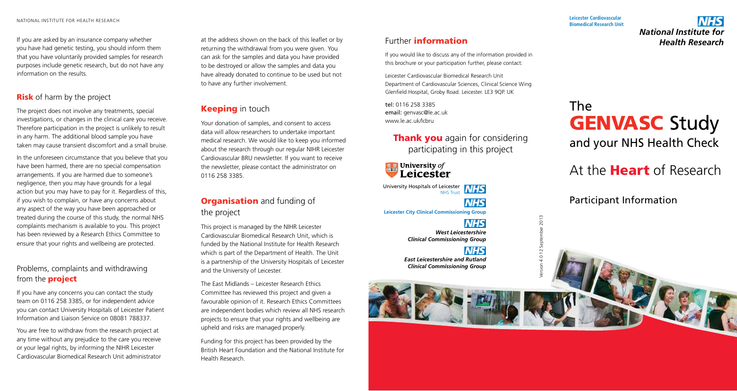If you are asked by an insurance company whether you have had genetic testing, you should inform them that you have voluntarily provided samples for research purposes include genetic research, but do not have any information on the results.

## Risk of harm by the project

The project does not involve any treatments, special investigations, or changes in the clinical care you receive. Therefore participation in the project is unlikely to result in any harm. The additional blood sample you have taken may cause transient discomfort and a small bruise.

In the unforeseen circumstance that you believe that you have been harmed, there are no special compensation arrangements. If you are harmed due to someone's negligence, then you may have grounds for a legal action but you may have to pay for it. Regardless of this, if you wish to complain, or have any concerns about any aspect of the way you have been approached or treated during the course of this study, the normal NHS complaints mechanism is available to you. This project has been reviewed by a Research Ethics Committee to ensure that your rights and wellbeing are protected.

## Problems, complaints and withdrawing from the project

If you have any concerns you can contact the study team on 0116 258 3385, or for independent advice you can contact University Hospitals of Leicester Patient Information and Liaison Service on 08081 788337.

You are free to withdraw from the research project at any time without any prejudice to the care you receive or your legal rights, by informing the NIHR Leicester Cardiovascular Biomedical Research Unit administrator at the address shown on the back of this leaflet or by returning the withdrawal from you were given. You can ask for the samples and data you have provided to be destroyed or allow the samples and data you have already donated to continue to be used but not to have any further involvement.

## Keeping in touch

Your donation of samples, and consent to access data will allow researchers to undertake important medical research. We would like to keep you informed about the research through our regular NIHR Leicester Cardiovascular BRU newsletter. If you want to receive the newsletter, please contact the administrator on 0116 258 3385.

## Organisation and funding of the project

This project is managed by the NIHR Leicester Cardiovascular Biomedical Research Unit, which is funded by the National Institute for Health Research which is part of the Department of Health. The Unit is a partnership of the University Hospitals of Leicester and the University of Leicester.

The East Midlands – Leicester Research Ethics Committee has reviewed this project and given a favourable opinion of it. Research Ethics Committees are independent bodies which review all NHS research projects to ensure that your rights and wellbeing are upheld and risks are managed properly.

Funding for this project has been provided by the British Heart Foundation and the National Institute for Health Research.

## Further information

If you would like to discuss any of the information provided in this brochure or your participation further, please contact:

Leicester Cardiovascular Biomedical Research Unit
Department of Cardiovascular Sciences, Clinical Science Wing
Glenfield Hospital, Groby Road. Leicester. LE3 9QP. UK

tel: 0116 258 3385
email: genvasc@le.ac.uk
www.le.ac.uk/lcbru

**Thank you again for considering participating in this project**

University of Leicester

University Hospitals of Leicester NHS Trust

Leicester City Clinical Commissioning Group

West Leicestershire Clinical Commissioning Group

East Leicestershire and Rutland Clinical Commissioning Group

Version 4.0 12 September 2013

Leicester Cardiovascular Biomedical Research Unit

NHS National Institute for Health Research

# The GENVASC Study and your NHS Health Check

# At the Heart of Research

## Participant Information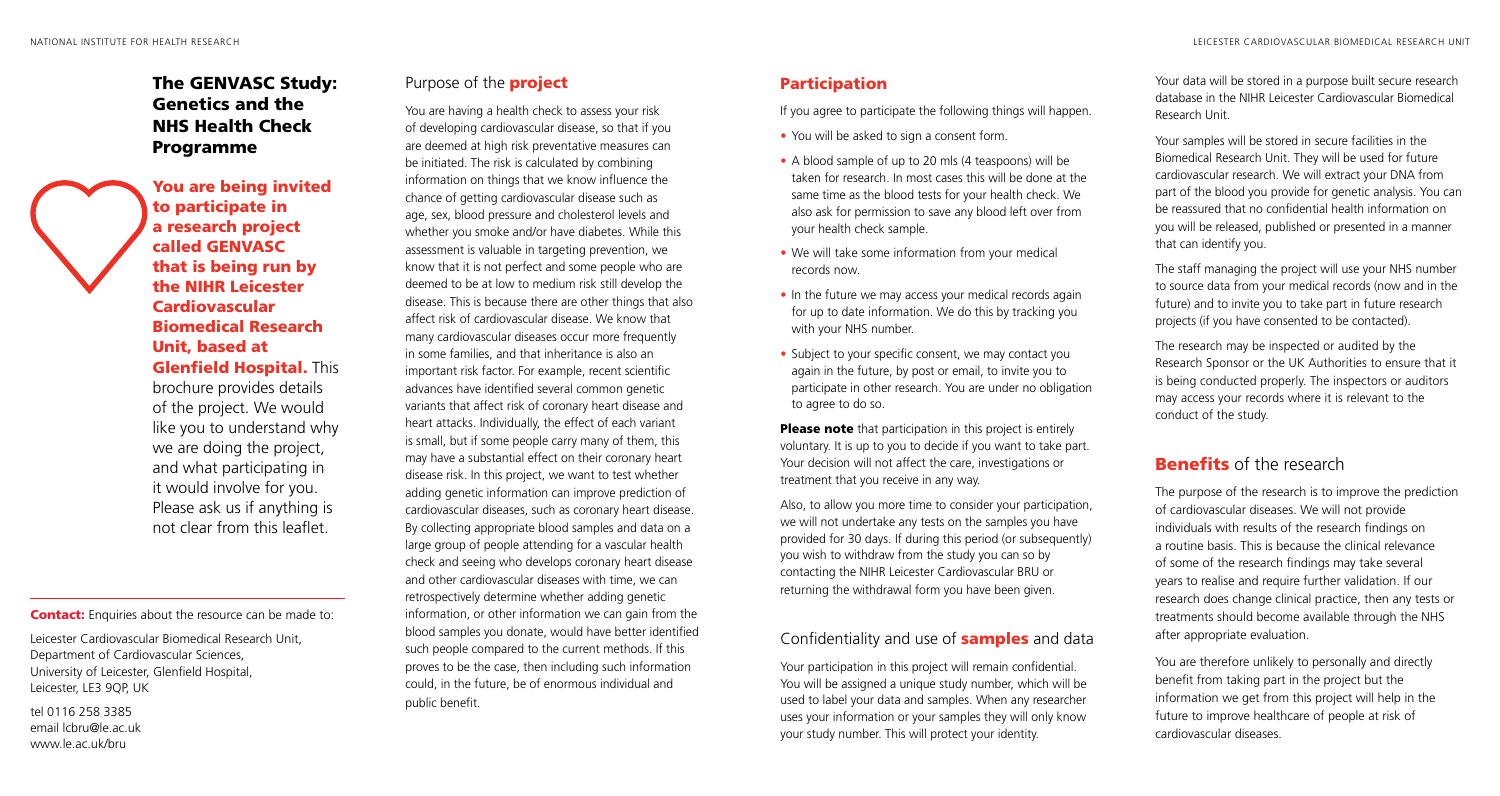# The GENVASC Study: Genetics and the NHS Health Check Programme

**You are being invited to participate in a research project called GENVASC that is being run by the NIHR Leicester Cardiovascular Biomedical Research Unit, based at Glenfield Hospital.** This brochure provides details of the project. We would like you to understand why we are doing the project, and what participating in it would involve for you. Please ask us if anything is not clear from this leaflet.

**Contact:** Enquiries about the resource can be made to:

Leicester Cardiovascular Biomedical Research Unit,
Department of Cardiovascular Sciences,
University of Leicester, Glenfield Hospital,
Leicester, LE3 9QP, UK

tel 0116 258 3385
email lcbru@le.ac.uk
www.le.ac.uk/bru

## Purpose of the project

You are having a health check to assess your risk of developing cardiovascular disease, so that if you are deemed at high risk preventative measures can be initiated. The risk is calculated by combining information on things that we know influence the chance of getting cardiovascular disease such as age, sex, blood pressure and cholesterol levels and whether you smoke and/or have diabetes. While this assessment is valuable in targeting prevention, we know that it is not perfect and some people who are deemed to be at low to medium risk still develop the disease. This is because there are other things that also affect risk of cardiovascular disease. We know that many cardiovascular diseases occur more frequently in some families, and that inheritance is also an important risk factor. For example, recent scientific advances have identified several common genetic variants that affect risk of coronary heart disease and heart attacks. Individually, the effect of each variant is small, but if some people carry many of them, this may have a substantial effect on their coronary heart disease risk. In this project, we want to test whether adding genetic information can improve prediction of cardiovascular diseases, such as coronary heart disease. By collecting appropriate blood samples and data on a large group of people attending for a vascular health check and seeing who develops coronary heart disease and other cardiovascular diseases with time, we can retrospectively determine whether adding genetic information, or other information we can gain from the blood samples you donate, would have better identified such people compared to the current methods. If this proves to be the case, then including such information could, in the future, be of enormous individual and public benefit.

## Participation

If you agree to participate the following things will happen.

- You will be asked to sign a consent form.
- A blood sample of up to 20 mls (4 teaspoons) will be taken for research. In most cases this will be done at the same time as the blood tests for your health check. We also ask for permission to save any blood left over from your health check sample.
- We will take some information from your medical records now.
- In the future we may access your medical records again for up to date information. We do this by tracking you with your NHS number.
- Subject to your specific consent, we may contact you again in the future, by post or email, to invite you to participate in other research. You are under no obligation to agree to do so.

**Please note** that participation in this project is entirely voluntary. It is up to you to decide if you want to take part. Your decision will not affect the care, investigations or treatment that you receive in any way.

Also, to allow you more time to consider your participation, we will not undertake any tests on the samples you have provided for 30 days. If during this period (or subsequently) you wish to withdraw from the study you can so by contacting the NIHR Leicester Cardiovascular BRU or returning the withdrawal form you have been given.

## Confidentiality and use of samples and data

Your participation in this project will remain confidential. You will be assigned a unique study number, which will be used to label your data and samples. When any researcher uses your information or your samples they will only know your study number. This will protect your identity.

Your data will be stored in a purpose built secure research database in the NIHR Leicester Cardiovascular Biomedical Research Unit.

Your samples will be stored in secure facilities in the Biomedical Research Unit. They will be used for future cardiovascular research. We will extract your DNA from part of the blood you provide for genetic analysis. You can be reassured that no confidential health information on you will be released, published or presented in a manner that can identify you.

The staff managing the project will use your NHS number to source data from your medical records (now and in the future) and to invite you to take part in future research projects (if you have consented to be contacted).

The research may be inspected or audited by the Research Sponsor or the UK Authorities to ensure that it is being conducted properly. The inspectors or auditors may access your records where it is relevant to the conduct of the study.

## Benefits of the research

The purpose of the research is to improve the prediction of cardiovascular diseases. We will not provide individuals with results of the research findings on a routine basis. This is because the clinical relevance of some of the research findings may take several years to realise and require further validation. If our research does change clinical practice, then any tests or treatments should become available through the NHS after appropriate evaluation.

You are therefore unlikely to personally and directly benefit from taking part in the project but the information we get from this project will help in the future to improve healthcare of people at risk of cardiovascular diseases.